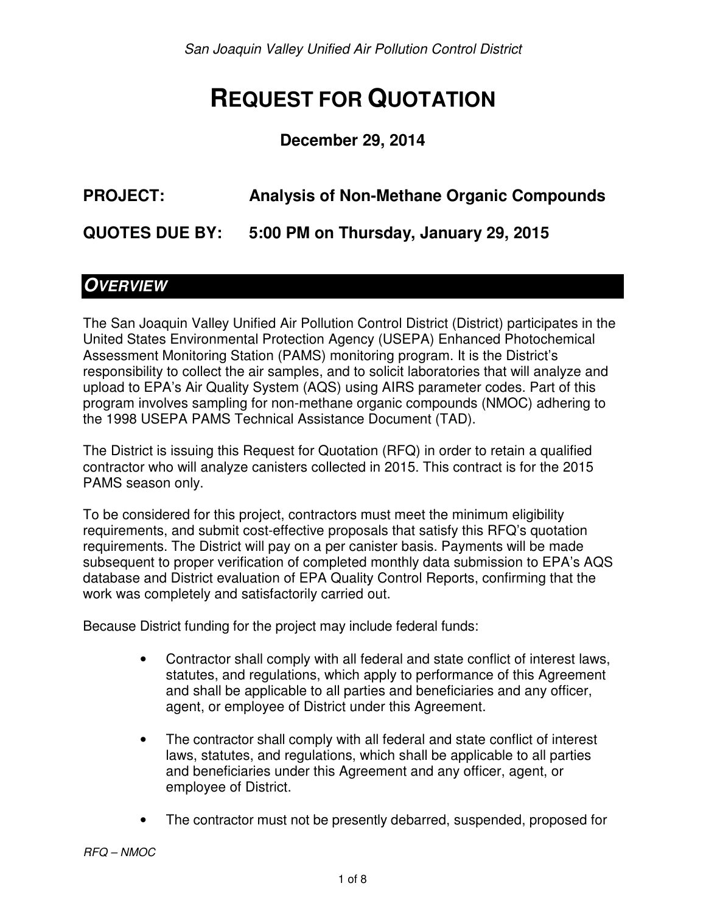# REQUEST FOR QUOTATION

**December 29, 2014**

**PROJECT:** **Analysis of Non-Methane Organic Compounds**

**QUOTES DUE BY:** **5:00 PM on Thursday, January 29, 2015**

## *OVERVIEW*

The San Joaquin Valley Unified Air Pollution Control District (District) participates in the United States Environmental Protection Agency (USEPA) Enhanced Photochemical Assessment Monitoring Station (PAMS) monitoring program. It is the District's responsibility to collect the air samples, and to solicit laboratories that will analyze and upload to EPA's Air Quality System (AQS) using AIRS parameter codes. Part of this program involves sampling for non-methane organic compounds (NMOC) adhering to the 1998 USEPA PAMS Technical Assistance Document (TAD).

The District is issuing this Request for Quotation (RFQ) in order to retain a qualified contractor who will analyze canisters collected in 2015. This contract is for the 2015 PAMS season only.

To be considered for this project, contractors must meet the minimum eligibility requirements, and submit cost-effective proposals that satisfy this RFQ's quotation requirements. The District will pay on a per canister basis. Payments will be made subsequent to proper verification of completed monthly data submission to EPA's AQS database and District evaluation of EPA Quality Control Reports, confirming that the work was completely and satisfactorily carried out.

Because District funding for the project may include federal funds:

- Contractor shall comply with all federal and state conflict of interest laws, statutes, and regulations, which apply to performance of this Agreement and shall be applicable to all parties and beneficiaries and any officer, agent, or employee of District under this Agreement.
- The contractor shall comply with all federal and state conflict of interest laws, statutes, and regulations, which shall be applicable to all parties and beneficiaries under this Agreement and any officer, agent, or employee of District.
- The contractor must not be presently debarred, suspended, proposed for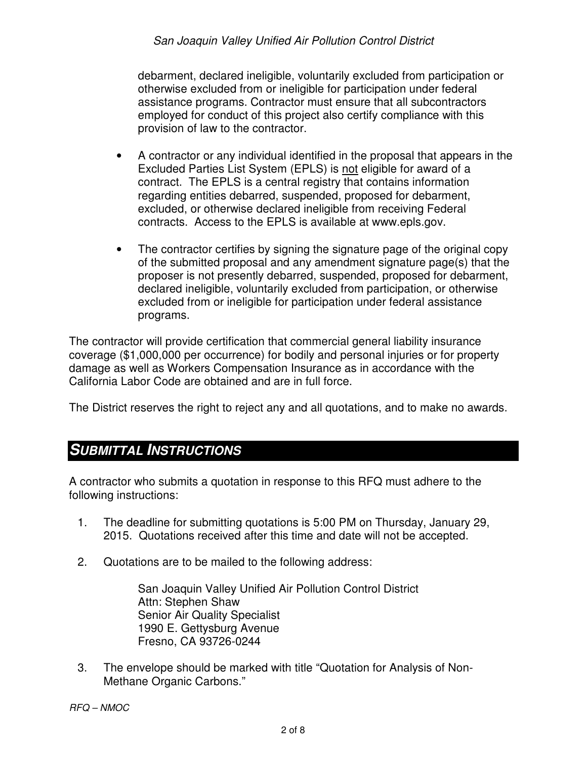debarment, declared ineligible, voluntarily excluded from participation or otherwise excluded from or ineligible for participation under federal assistance programs. Contractor must ensure that all subcontractors employed for conduct of this project also certify compliance with this provision of law to the contractor.

- A contractor or any individual identified in the proposal that appears in the Excluded Parties List System (EPLS) is not eligible for award of a contract. The EPLS is a central registry that contains information regarding entities debarred, suspended, proposed for debarment, excluded, or otherwise declared ineligible from receiving Federal contracts. Access to the EPLS is available at www.epls.gov.

- The contractor certifies by signing the signature page of the original copy of the submitted proposal and any amendment signature page(s) that the proposer is not presently debarred, suspended, proposed for debarment, declared ineligible, voluntarily excluded from participation, or otherwise excluded from or ineligible for participation under federal assistance programs.

The contractor will provide certification that commercial general liability insurance coverage ($1,000,000 per occurrence) for bodily and personal injuries or for property damage as well as Workers Compensation Insurance as in accordance with the California Labor Code are obtained and are in full force.

The District reserves the right to reject any and all quotations, and to make no awards.

## ***SUBMITTAL INSTRUCTIONS***

A contractor who submits a quotation in response to this RFQ must adhere to the following instructions:

1. The deadline for submitting quotations is 5:00 PM on Thursday, January 29, 2015. Quotations received after this time and date will not be accepted.

2. Quotations are to be mailed to the following address:

   San Joaquin Valley Unified Air Pollution Control District
   Attn: Stephen Shaw
   Senior Air Quality Specialist
   1990 E. Gettysburg Avenue
   Fresno, CA 93726-0244

3. The envelope should be marked with title "Quotation for Analysis of Non-Methane Organic Carbons."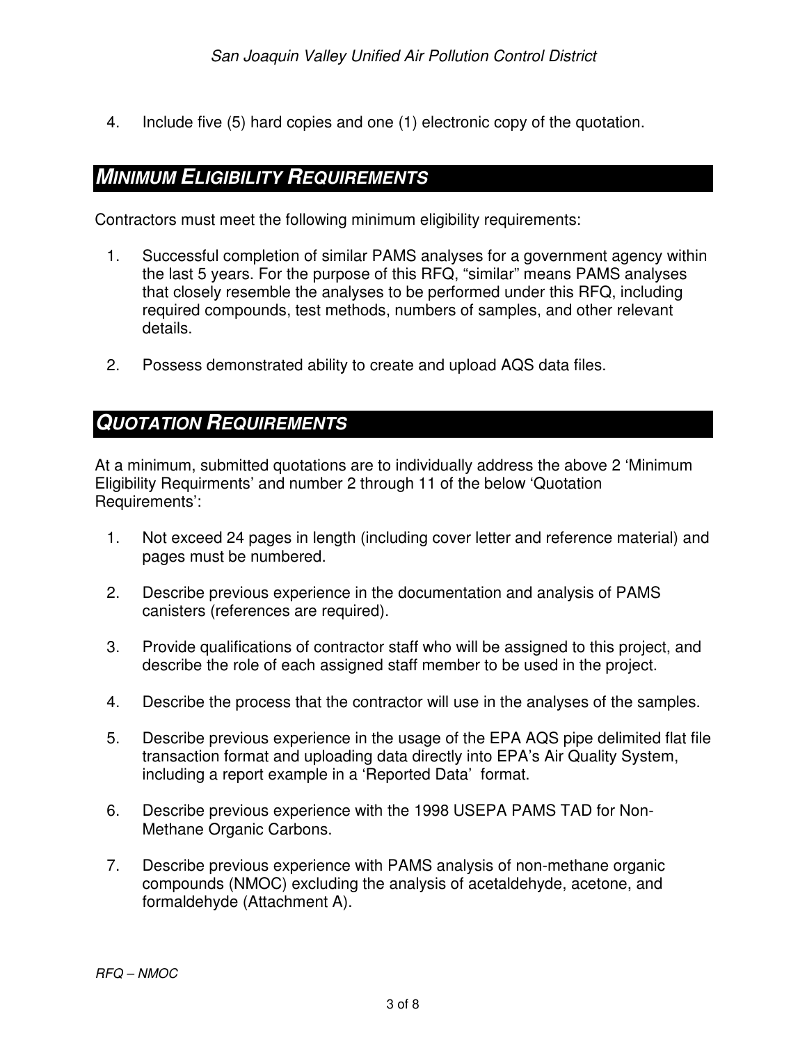4. Include five (5) hard copies and one (1) electronic copy of the quotation.

## *MINIMUM ELIGIBILITY REQUIREMENTS*

Contractors must meet the following minimum eligibility requirements:

1. Successful completion of similar PAMS analyses for a government agency within the last 5 years. For the purpose of this RFQ, "similar" means PAMS analyses that closely resemble the analyses to be performed under this RFQ, including required compounds, test methods, numbers of samples, and other relevant details.

2. Possess demonstrated ability to create and upload AQS data files.

## *QUOTATION REQUIREMENTS*

At a minimum, submitted quotations are to individually address the above 2 'Minimum Eligibility Requirments' and number 2 through 11 of the below 'Quotation Requirements':

1. Not exceed 24 pages in length (including cover letter and reference material) and pages must be numbered.

2. Describe previous experience in the documentation and analysis of PAMS canisters (references are required).

3. Provide qualifications of contractor staff who will be assigned to this project, and describe the role of each assigned staff member to be used in the project.

4. Describe the process that the contractor will use in the analyses of the samples.

5. Describe previous experience in the usage of the EPA AQS pipe delimited flat file transaction format and uploading data directly into EPA's Air Quality System, including a report example in a 'Reported Data' format.

6. Describe previous experience with the 1998 USEPA PAMS TAD for Non-Methane Organic Carbons.

7. Describe previous experience with PAMS analysis of non-methane organic compounds (NMOC) excluding the analysis of acetaldehyde, acetone, and formaldehyde (Attachment A).

*RFQ – NMOC*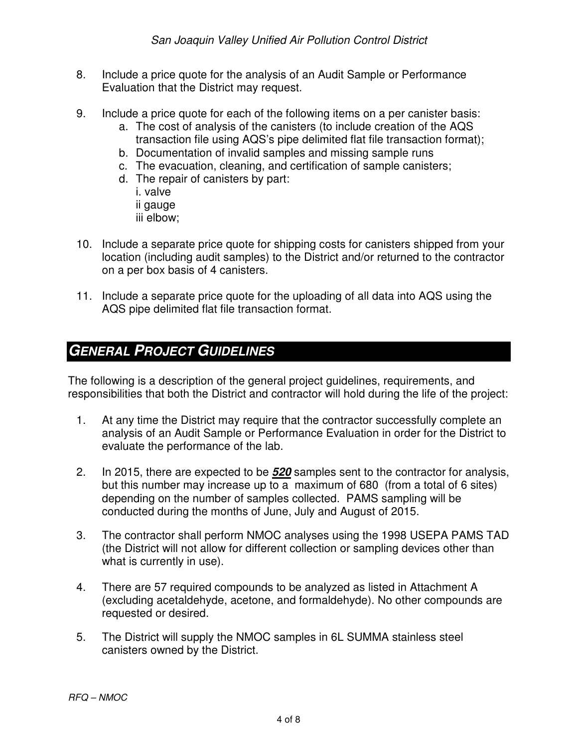8. Include a price quote for the analysis of an Audit Sample or Performance Evaluation that the District may request.

9. Include a price quote for each of the following items on a per canister basis:
   a. The cost of analysis of the canisters (to include creation of the AQS transaction file using AQS's pipe delimited flat file transaction format);
   b. Documentation of invalid samples and missing sample runs
   c. The evacuation, cleaning, and certification of sample canisters;
   d. The repair of canisters by part:
      i. valve
      ii gauge
      iii elbow;

10. Include a separate price quote for shipping costs for canisters shipped from your location (including audit samples) to the District and/or returned to the contractor on a per box basis of 4 canisters.

11. Include a separate price quote for the uploading of all data into AQS using the AQS pipe delimited flat file transaction format.

## *GENERAL PROJECT GUIDELINES*

The following is a description of the general project guidelines, requirements, and responsibilities that both the District and contractor will hold during the life of the project:

1. At any time the District may require that the contractor successfully complete an analysis of an Audit Sample or Performance Evaluation in order for the District to evaluate the performance of the lab.

2. In 2015, there are expected to be ***520*** samples sent to the contractor for analysis, but this number may increase up to a maximum of 680 (from a total of 6 sites) depending on the number of samples collected. PAMS sampling will be conducted during the months of June, July and August of 2015.

3. The contractor shall perform NMOC analyses using the 1998 USEPA PAMS TAD (the District will not allow for different collection or sampling devices other than what is currently in use).

4. There are 57 required compounds to be analyzed as listed in Attachment A (excluding acetaldehyde, acetone, and formaldehyde). No other compounds are requested or desired.

5. The District will supply the NMOC samples in 6L SUMMA stainless steel canisters owned by the District.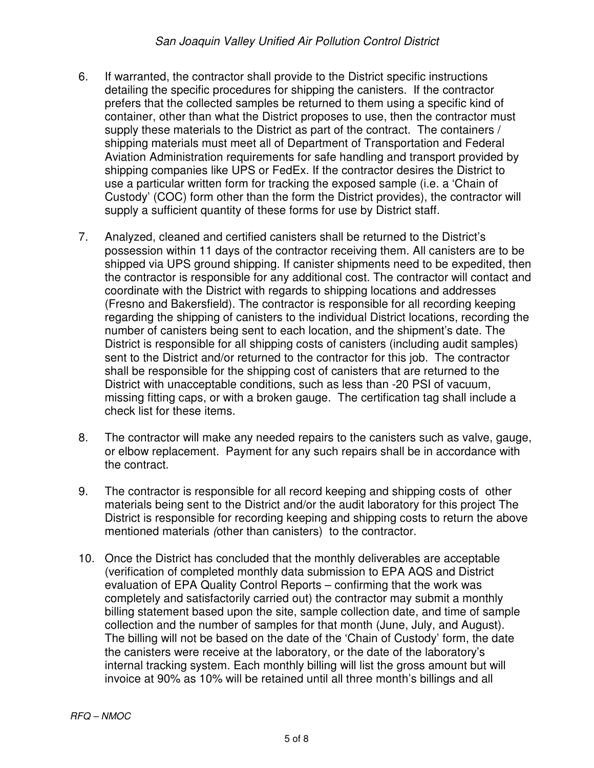6. If warranted, the contractor shall provide to the District specific instructions detailing the specific procedures for shipping the canisters. If the contractor prefers that the collected samples be returned to them using a specific kind of container, other than what the District proposes to use, then the contractor must supply these materials to the District as part of the contract. The containers / shipping materials must meet all of Department of Transportation and Federal Aviation Administration requirements for safe handling and transport provided by shipping companies like UPS or FedEx. If the contractor desires the District to use a particular written form for tracking the exposed sample (i.e. a 'Chain of Custody' (COC) form other than the form the District provides), the contractor will supply a sufficient quantity of these forms for use by District staff.

7. Analyzed, cleaned and certified canisters shall be returned to the District's possession within 11 days of the contractor receiving them. All canisters are to be shipped via UPS ground shipping. If canister shipments need to be expedited, then the contractor is responsible for any additional cost. The contractor will contact and coordinate with the District with regards to shipping locations and addresses (Fresno and Bakersfield). The contractor is responsible for all recording keeping regarding the shipping of canisters to the individual District locations, recording the number of canisters being sent to each location, and the shipment's date. The District is responsible for all shipping costs of canisters (including audit samples) sent to the District and/or returned to the contractor for this job. The contractor shall be responsible for the shipping cost of canisters that are returned to the District with unacceptable conditions, such as less than -20 PSI of vacuum, missing fitting caps, or with a broken gauge. The certification tag shall include a check list for these items.

8. The contractor will make any needed repairs to the canisters such as valve, gauge, or elbow replacement. Payment for any such repairs shall be in accordance with the contract.

9. The contractor is responsible for all record keeping and shipping costs of other materials being sent to the District and/or the audit laboratory for this project The District is responsible for recording keeping and shipping costs to return the above mentioned materials (other than canisters) to the contractor.

10. Once the District has concluded that the monthly deliverables are acceptable (verification of completed monthly data submission to EPA AQS and District evaluation of EPA Quality Control Reports – confirming that the work was completely and satisfactorily carried out) the contractor may submit a monthly billing statement based upon the site, sample collection date, and time of sample collection and the number of samples for that month (June, July, and August). The billing will not be based on the date of the 'Chain of Custody' form, the date the canisters were receive at the laboratory, or the date of the laboratory's internal tracking system. Each monthly billing will list the gross amount but will invoice at 90% as 10% will be retained until all three month's billings and all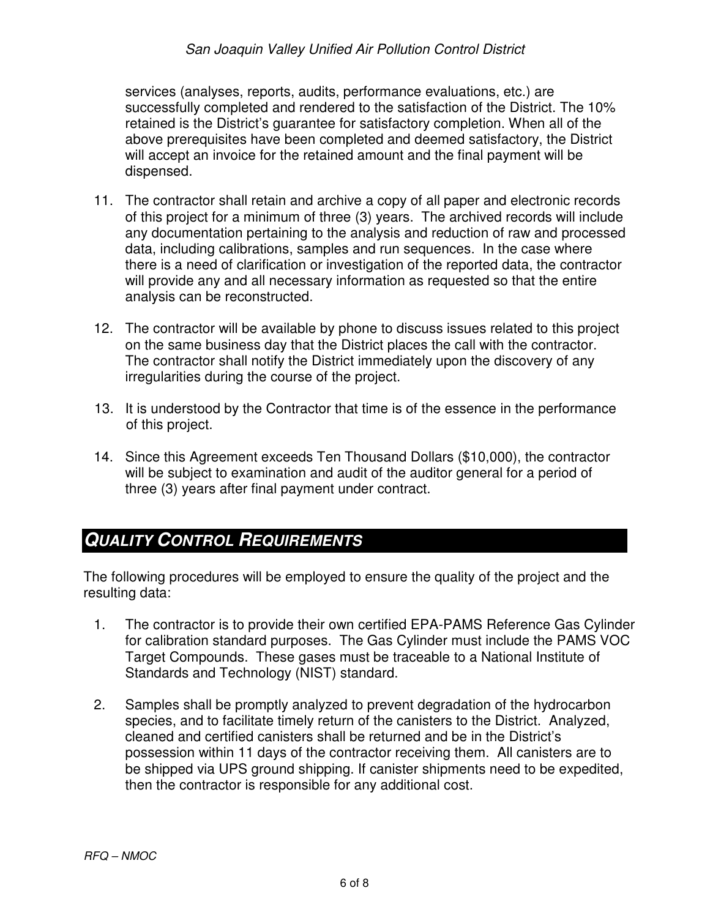services (analyses, reports, audits, performance evaluations, etc.) are successfully completed and rendered to the satisfaction of the District. The 10% retained is the District's guarantee for satisfactory completion. When all of the above prerequisites have been completed and deemed satisfactory, the District will accept an invoice for the retained amount and the final payment will be dispensed.

11. The contractor shall retain and archive a copy of all paper and electronic records of this project for a minimum of three (3) years. The archived records will include any documentation pertaining to the analysis and reduction of raw and processed data, including calibrations, samples and run sequences. In the case where there is a need of clarification or investigation of the reported data, the contractor will provide any and all necessary information as requested so that the entire analysis can be reconstructed.

12. The contractor will be available by phone to discuss issues related to this project on the same business day that the District places the call with the contractor. The contractor shall notify the District immediately upon the discovery of any irregularities during the course of the project.

13. It is understood by the Contractor that time is of the essence in the performance of this project.

14. Since this Agreement exceeds Ten Thousand Dollars ($10,000), the contractor will be subject to examination and audit of the auditor general for a period of three (3) years after final payment under contract.

## QUALITY CONTROL REQUIREMENTS

The following procedures will be employed to ensure the quality of the project and the resulting data:

1. The contractor is to provide their own certified EPA-PAMS Reference Gas Cylinder for calibration standard purposes. The Gas Cylinder must include the PAMS VOC Target Compounds. These gases must be traceable to a National Institute of Standards and Technology (NIST) standard.

2. Samples shall be promptly analyzed to prevent degradation of the hydrocarbon species, and to facilitate timely return of the canisters to the District. Analyzed, cleaned and certified canisters shall be returned and be in the District's possession within 11 days of the contractor receiving them. All canisters are to be shipped via UPS ground shipping. If canister shipments need to be expedited, then the contractor is responsible for any additional cost.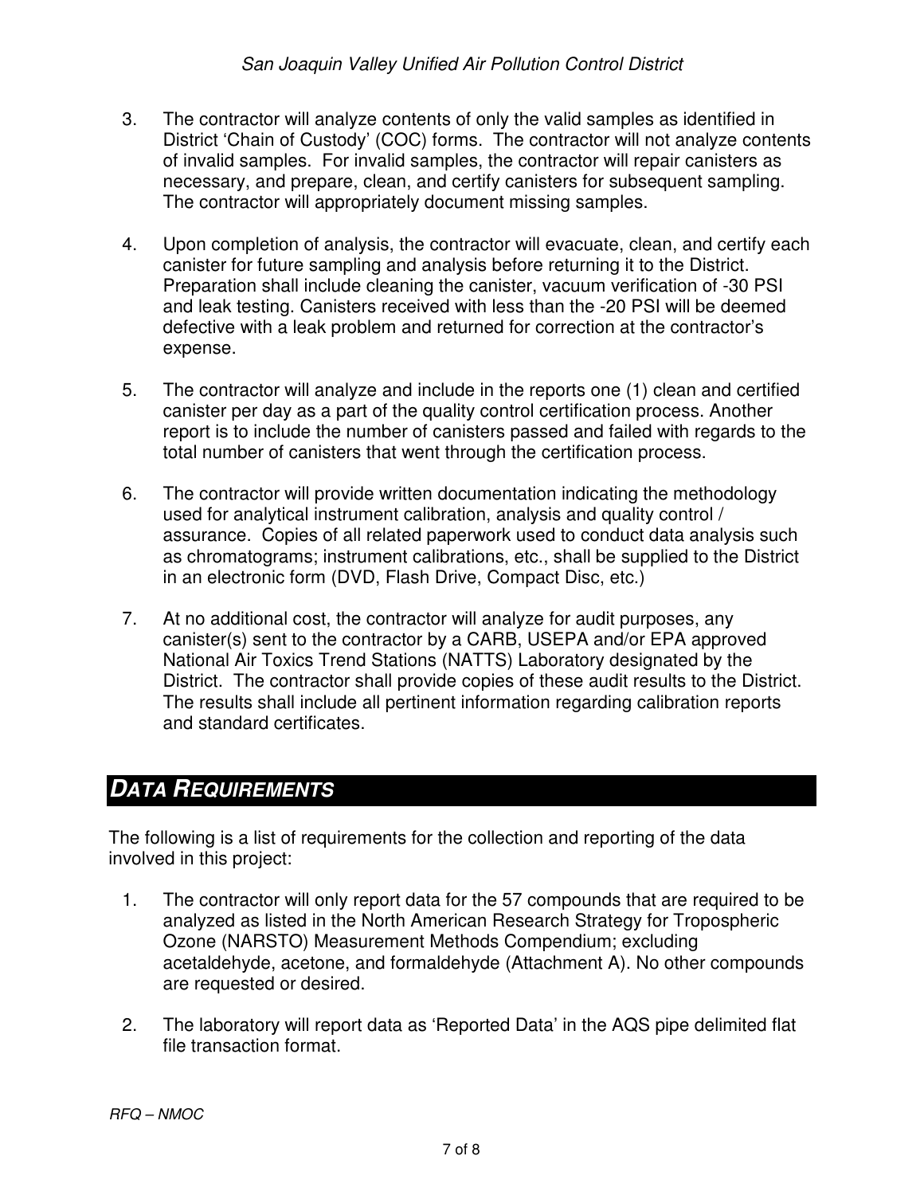3. The contractor will analyze contents of only the valid samples as identified in District 'Chain of Custody' (COC) forms. The contractor will not analyze contents of invalid samples. For invalid samples, the contractor will repair canisters as necessary, and prepare, clean, and certify canisters for subsequent sampling. The contractor will appropriately document missing samples.

4. Upon completion of analysis, the contractor will evacuate, clean, and certify each canister for future sampling and analysis before returning it to the District. Preparation shall include cleaning the canister, vacuum verification of -30 PSI and leak testing. Canisters received with less than the -20 PSI will be deemed defective with a leak problem and returned for correction at the contractor's expense.

5. The contractor will analyze and include in the reports one (1) clean and certified canister per day as a part of the quality control certification process. Another report is to include the number of canisters passed and failed with regards to the total number of canisters that went through the certification process.

6. The contractor will provide written documentation indicating the methodology used for analytical instrument calibration, analysis and quality control / assurance. Copies of all related paperwork used to conduct data analysis such as chromatograms; instrument calibrations, etc., shall be supplied to the District in an electronic form (DVD, Flash Drive, Compact Disc, etc.)

7. At no additional cost, the contractor will analyze for audit purposes, any canister(s) sent to the contractor by a CARB, USEPA and/or EPA approved National Air Toxics Trend Stations (NATTS) Laboratory designated by the District. The contractor shall provide copies of these audit results to the District. The results shall include all pertinent information regarding calibration reports and standard certificates.

## *DATA REQUIREMENTS*

The following is a list of requirements for the collection and reporting of the data involved in this project:

1. The contractor will only report data for the 57 compounds that are required to be analyzed as listed in the North American Research Strategy for Tropospheric Ozone (NARSTO) Measurement Methods Compendium; excluding acetaldehyde, acetone, and formaldehyde (Attachment A). No other compounds are requested or desired.

2. The laboratory will report data as 'Reported Data' in the AQS pipe delimited flat file transaction format.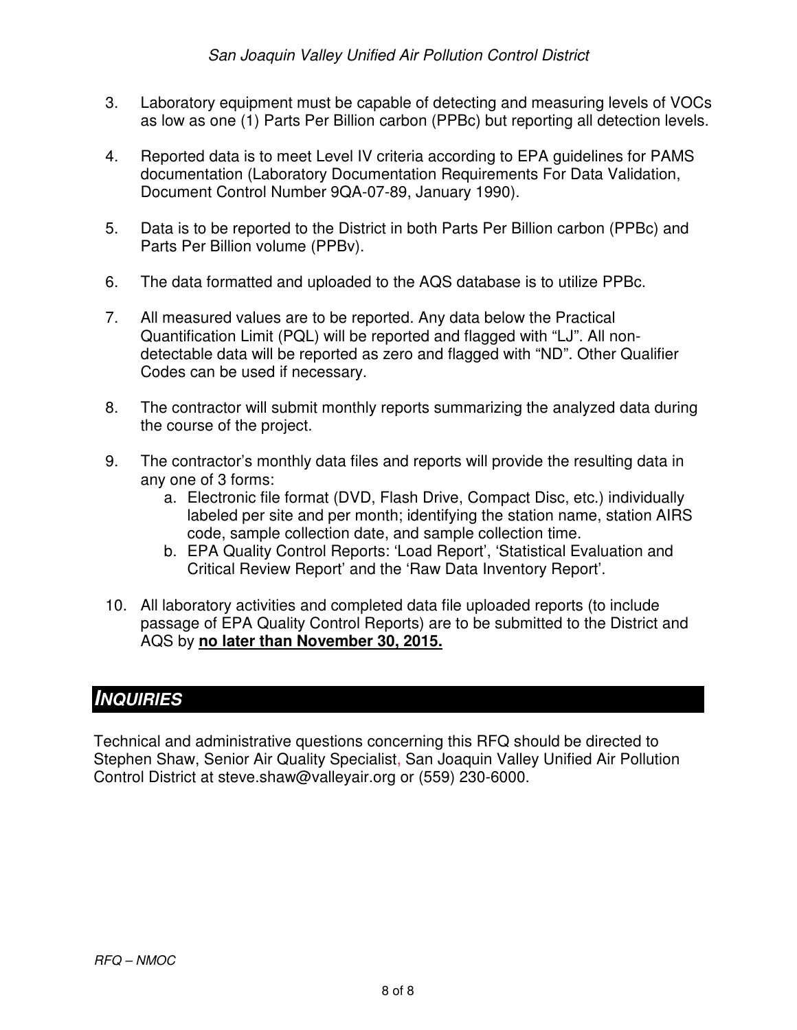3. Laboratory equipment must be capable of detecting and measuring levels of VOCs as low as one (1) Parts Per Billion carbon (PPBc) but reporting all detection levels.

4. Reported data is to meet Level IV criteria according to EPA guidelines for PAMS documentation (Laboratory Documentation Requirements For Data Validation, Document Control Number 9QA-07-89, January 1990).

5. Data is to be reported to the District in both Parts Per Billion carbon (PPBc) and Parts Per Billion volume (PPBv).

6. The data formatted and uploaded to the AQS database is to utilize PPBc.

7. All measured values are to be reported. Any data below the Practical Quantification Limit (PQL) will be reported and flagged with "LJ". All non-detectable data will be reported as zero and flagged with "ND". Other Qualifier Codes can be used if necessary.

8. The contractor will submit monthly reports summarizing the analyzed data during the course of the project.

9. The contractor's monthly data files and reports will provide the resulting data in any one of 3 forms:
   a. Electronic file format (DVD, Flash Drive, Compact Disc, etc.) individually labeled per site and per month; identifying the station name, station AIRS code, sample collection date, and sample collection time.
   b. EPA Quality Control Reports: 'Load Report', 'Statistical Evaluation and Critical Review Report' and the 'Raw Data Inventory Report'.

10. All laboratory activities and completed data file uploaded reports (to include passage of EPA Quality Control Reports) are to be submitted to the District and AQS by **no later than November 30, 2015.**

## *INQUIRIES*

Technical and administrative questions concerning this RFQ should be directed to Stephen Shaw, Senior Air Quality Specialist, San Joaquin Valley Unified Air Pollution Control District at steve.shaw@valleyair.org or (559) 230-6000.